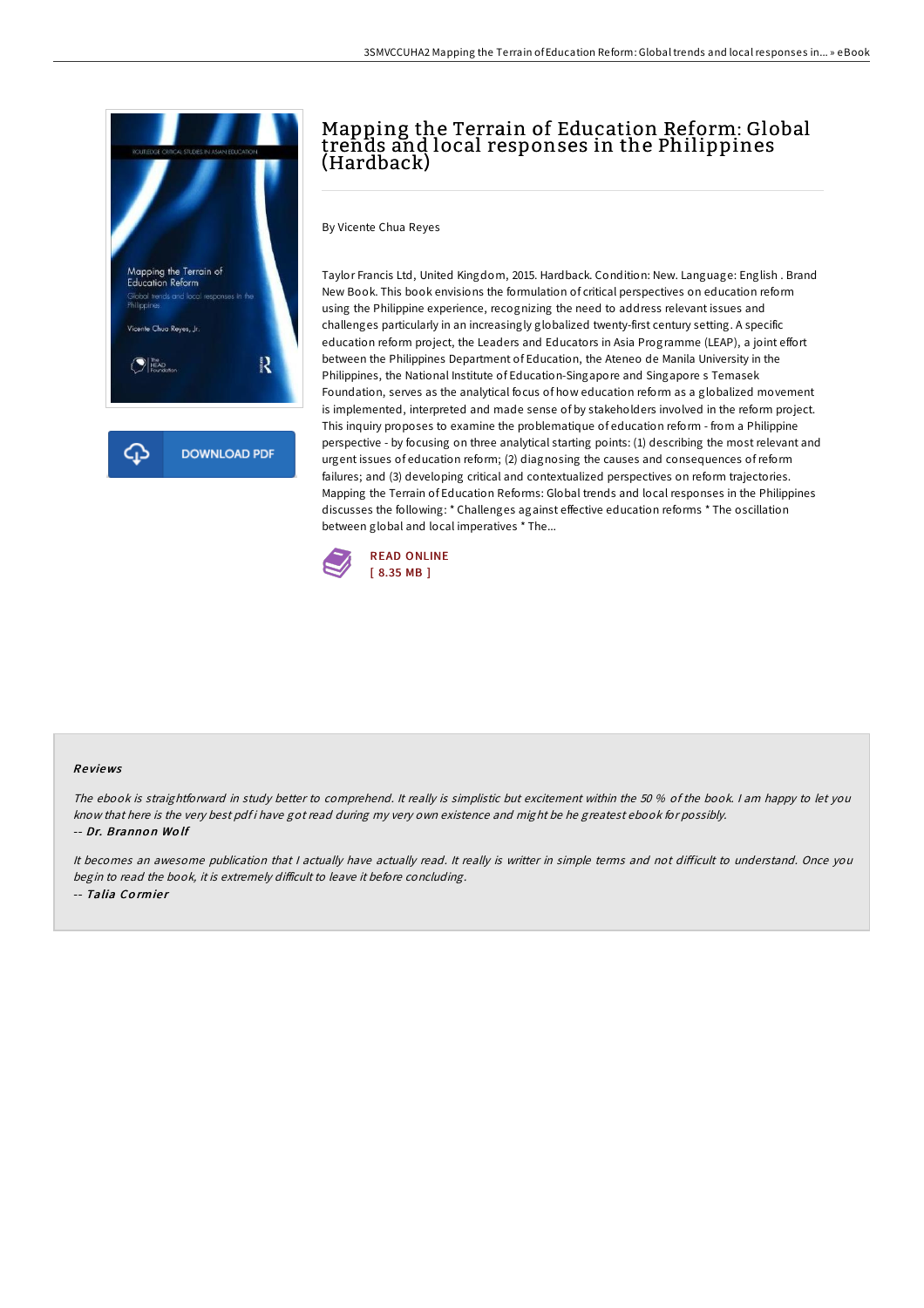# Mapping the Terrain of Education Reform: Global trends and local responses in the Philippines (Hardback)

By Vicente Chua Reyes

Taylor Francis Ltd, United Kingdom, 2015. Hardback. Condition: New. Language: English . Brand New Book. This book envisions the formulation of critical perspectives on education reform using the Philippine experience, recognizing the need to address relevant issues and challenges particularly in an increasingly globalized twenty-first century setting. A specific education reform project, the Leaders and Educators in Asia Programme (LEAP), a joint effort between the Philippines Department of Education, the Ateneo de Manila University in the Philippines, the National Institute of Education-Singapore and Singapore s Temasek Foundation, serves as the analytical focus of how education reform as a globalized movement is implemented, interpreted and made sense of by stakeholders involved in the reform project. This inquiry proposes to examine the problematique of education reform - from a Philippine perspective - by focusing on three analytical starting points: (1) describing the most relevant and urgent issues of education reform; (2) diagnosing the causes and consequences of reform failures; and (3) developing critical and contextualized perspectives on reform trajectories. Mapping the Terrain of Education Reforms: Global trends and local responses in the Philippines discusses the following: * Challenges against effective education reforms * The oscillation between global and local imperatives * The...

READ ONLINE
[ 8.35 MB ]

## Reviews

*The ebook is straightforward in study better to comprehend. It really is simplistic but excitement within the 50 % of the book. I am happy to let you know that here is the very best pdf i have got read during my very own existence and might be he greatest ebook for possibly.*

-- *Dr. Brannon Wolf*

*It becomes an awesome publication that I actually have actually read. It really is writter in simple terms and not difficult to understand. Once you begin to read the book, it is extremely difficult to leave it before concluding.*

-- *Talia Cormier*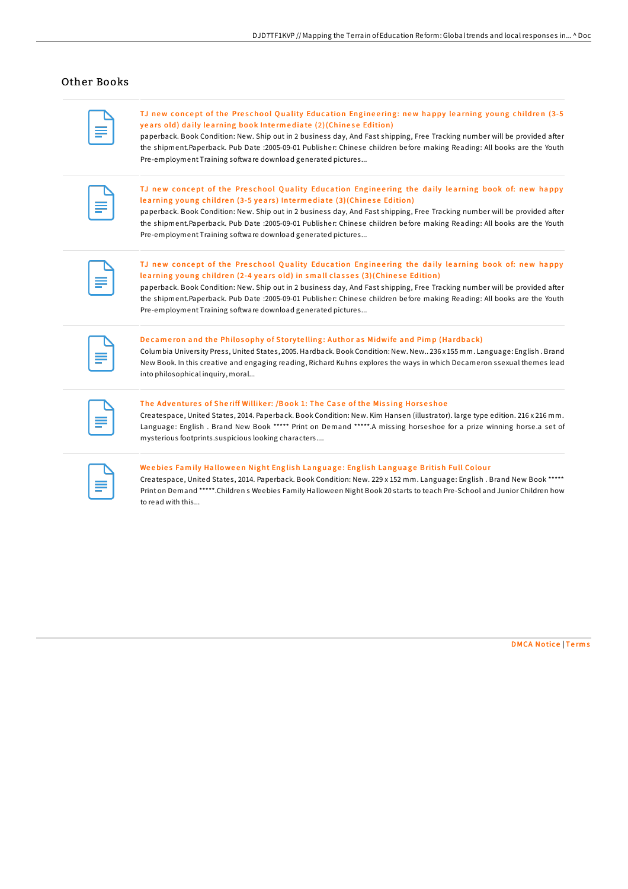## Other Books

### TJ new concept of the Preschool Quality Education Engineering: new happy learning young children (3-5 years old) daily learning book Intermediate (2)(Chinese Edition)

paperback. Book Condition: New. Ship out in 2 business day, And Fast shipping, Free Tracking number will be provided after the shipment.Paperback. Pub Date :2005-09-01 Publisher: Chinese children before making Reading: All books are the Youth Pre-employment Training software download generated pictures...

### TJ new concept of the Preschool Quality Education Engineering the daily learning book of: new happy learning young children (3-5 years) Intermediate (3)(Chinese Edition)

paperback. Book Condition: New. Ship out in 2 business day, And Fast shipping, Free Tracking number will be provided after the shipment.Paperback. Pub Date :2005-09-01 Publisher: Chinese children before making Reading: All books are the Youth Pre-employment Training software download generated pictures...

### TJ new concept of the Preschool Quality Education Engineering the daily learning book of: new happy learning young children (2-4 years old) in small classes (3)(Chinese Edition)

paperback. Book Condition: New. Ship out in 2 business day, And Fast shipping, Free Tracking number will be provided after the shipment.Paperback. Pub Date :2005-09-01 Publisher: Chinese children before making Reading: All books are the Youth Pre-employment Training software download generated pictures...

### Decameron and the Philosophy of Storytelling: Author as Midwife and Pimp (Hardback)

Columbia University Press, United States, 2005. Hardback. Book Condition: New. New.. 236 x 155 mm. Language: English . Brand New Book. In this creative and engaging reading, Richard Kuhns explores the ways in which Decameron ssexual themes lead into philosophical inquiry, moral...

### The Adventures of Sheriff Williker: /Book 1: The Case of the Missing Horseshoe

Createspace, United States, 2014. Paperback. Book Condition: New. Kim Hansen (illustrator). large type edition. 216 x 216 mm. Language: English . Brand New Book ***** Print on Demand *****.A missing horseshoe for a prize winning horse.a set of mysterious footprints.suspicious looking characters....

### Weebies Family Halloween Night English Language: English Language British Full Colour

Createspace, United States, 2014. Paperback. Book Condition: New. 229 x 152 mm. Language: English . Brand New Book ***** Print on Demand *****.Children s Weebies Family Halloween Night Book 20 starts to teach Pre-School and Junior Children how to read with this...

DMCA Notice | Terms